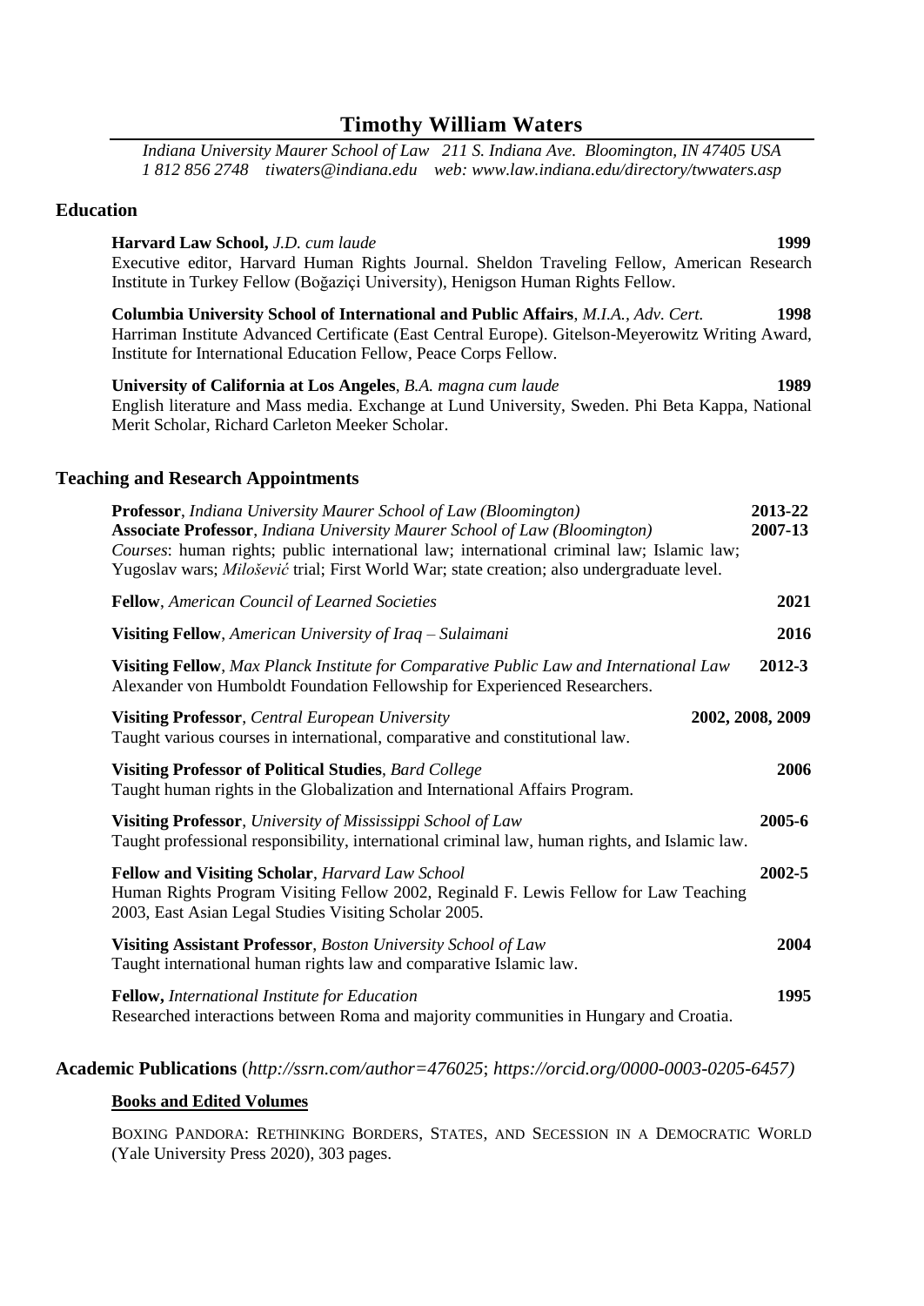# Timothy William Waters

*Indiana University Maurer School of Law 211 S. Indiana Ave. Bloomington, IN 47405 USA*
*1 812 856 2748 tiwaters@indiana.edu web: www.law.indiana.edu/directory/twwaters.asp*

## Education

**Harvard Law School,** *J.D. cum laude* **1999**
Executive editor, Harvard Human Rights Journal. Sheldon Traveling Fellow, American Research Institute in Turkey Fellow (Boğaziçi University), Henigson Human Rights Fellow.

**Columbia University School of International and Public Affairs**, *M.I.A., Adv. Cert.* **1998**
Harriman Institute Advanced Certificate (East Central Europe). Gitelson-Meyerowitz Writing Award, Institute for International Education Fellow, Peace Corps Fellow.

**University of California at Los Angeles**, *B.A. magna cum laude* **1989**
English literature and Mass media. Exchange at Lund University, Sweden. Phi Beta Kappa, National Merit Scholar, Richard Carleton Meeker Scholar.

## Teaching and Research Appointments

**Professor**, *Indiana University Maurer School of Law (Bloomington)* **2013-22**
**Associate Professor**, *Indiana University Maurer School of Law (Bloomington)* **2007-13**
*Courses*: human rights; public international law; international criminal law; Islamic law; Yugoslav wars; *Milošević* trial; First World War; state creation; also undergraduate level.

**Fellow**, *American Council of Learned Societies* **2021**

**Visiting Fellow**, *American University of Iraq – Sulaimani* **2016**

**Visiting Fellow**, *Max Planck Institute for Comparative Public Law and International Law* **2012-3**
Alexander von Humboldt Foundation Fellowship for Experienced Researchers.

**Visiting Professor**, *Central European University* **2002, 2008, 2009**
Taught various courses in international, comparative and constitutional law.

**Visiting Professor of Political Studies**, *Bard College* **2006**
Taught human rights in the Globalization and International Affairs Program.

**Visiting Professor**, *University of Mississippi School of Law* **2005-6**
Taught professional responsibility, international criminal law, human rights, and Islamic law.

**Fellow and Visiting Scholar**, *Harvard Law School* **2002-5**
Human Rights Program Visiting Fellow 2002, Reginald F. Lewis Fellow for Law Teaching 2003, East Asian Legal Studies Visiting Scholar 2005.

**Visiting Assistant Professor**, *Boston University School of Law* **2004**
Taught international human rights law and comparative Islamic law.

**Fellow,** *International Institute for Education* **1995**
Researched interactions between Roma and majority communities in Hungary and Croatia.

## Academic Publications (*http://ssrn.com/author=476025*; *https://orcid.org/0000-0003-0205-6457)*

### Books and Edited Volumes

BOXING PANDORA: RETHINKING BORDERS, STATES, AND SECESSION IN A DEMOCRATIC WORLD (Yale University Press 2020), 303 pages.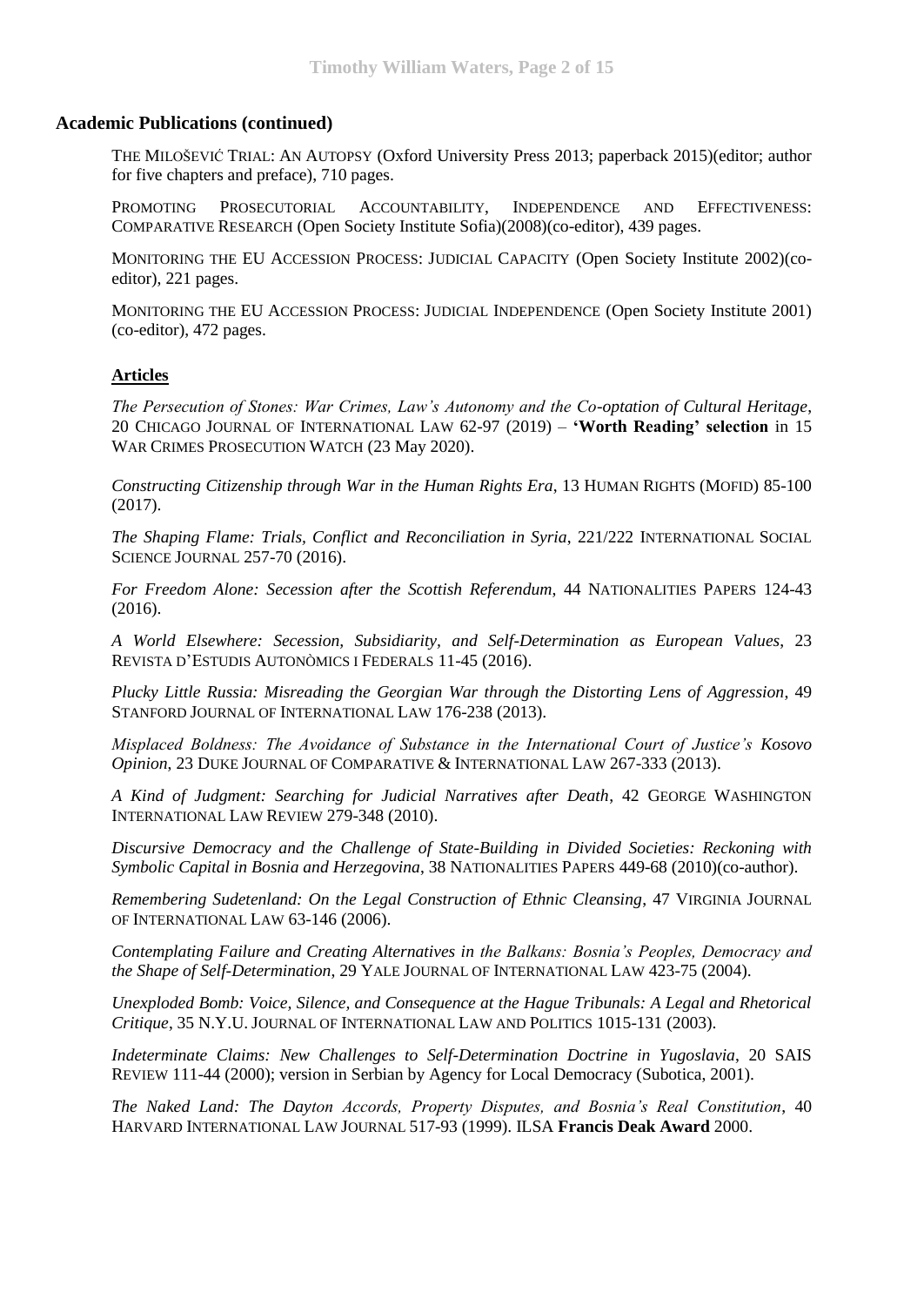## Academic Publications (continued)

THE MILOŠEVIĆ TRIAL: AN AUTOPSY (Oxford University Press 2013; paperback 2015)(editor; author for five chapters and preface), 710 pages.

PROMOTING PROSECUTORIAL ACCOUNTABILITY, INDEPENDENCE AND EFFECTIVENESS: COMPARATIVE RESEARCH (Open Society Institute Sofia)(2008)(co-editor), 439 pages.

MONITORING THE EU ACCESSION PROCESS: JUDICIAL CAPACITY (Open Society Institute 2002)(co-editor), 221 pages.

MONITORING THE EU ACCESSION PROCESS: JUDICIAL INDEPENDENCE (Open Society Institute 2001) (co-editor), 472 pages.

### Articles

*The Persecution of Stones: War Crimes, Law's Autonomy and the Co-optation of Cultural Heritage*, 20 CHICAGO JOURNAL OF INTERNATIONAL LAW 62-97 (2019) – **'Worth Reading' selection** in 15 WAR CRIMES PROSECUTION WATCH (23 May 2020).

*Constructing Citizenship through War in the Human Rights Era*, 13 HUMAN RIGHTS (MOFID) 85-100 (2017).

*The Shaping Flame: Trials, Conflict and Reconciliation in Syria*, 221/222 INTERNATIONAL SOCIAL SCIENCE JOURNAL 257-70 (2016).

*For Freedom Alone: Secession after the Scottish Referendum*, 44 NATIONALITIES PAPERS 124-43 (2016).

*A World Elsewhere: Secession, Subsidiarity, and Self-Determination as European Values*, 23 REVISTA D'ESTUDIS AUTONÒMICS I FEDERALS 11-45 (2016).

*Plucky Little Russia: Misreading the Georgian War through the Distorting Lens of Aggression*, 49 STANFORD JOURNAL OF INTERNATIONAL LAW 176-238 (2013).

*Misplaced Boldness: The Avoidance of Substance in the International Court of Justice's Kosovo Opinion*, 23 DUKE JOURNAL OF COMPARATIVE & INTERNATIONAL LAW 267-333 (2013).

*A Kind of Judgment: Searching for Judicial Narratives after Death*, 42 GEORGE WASHINGTON INTERNATIONAL LAW REVIEW 279-348 (2010).

*Discursive Democracy and the Challenge of State-Building in Divided Societies: Reckoning with Symbolic Capital in Bosnia and Herzegovina*, 38 NATIONALITIES PAPERS 449-68 (2010)(co-author).

*Remembering Sudetenland: On the Legal Construction of Ethnic Cleansing*, 47 VIRGINIA JOURNAL OF INTERNATIONAL LAW 63-146 (2006).

*Contemplating Failure and Creating Alternatives in the Balkans: Bosnia's Peoples, Democracy and the Shape of Self-Determination*, 29 YALE JOURNAL OF INTERNATIONAL LAW 423-75 (2004).

*Unexploded Bomb: Voice, Silence, and Consequence at the Hague Tribunals: A Legal and Rhetorical Critique*, 35 N.Y.U. JOURNAL OF INTERNATIONAL LAW AND POLITICS 1015-131 (2003).

*Indeterminate Claims: New Challenges to Self-Determination Doctrine in Yugoslavia*, 20 SAIS REVIEW 111-44 (2000); version in Serbian by Agency for Local Democracy (Subotica, 2001).

*The Naked Land: The Dayton Accords, Property Disputes, and Bosnia's Real Constitution*, 40 HARVARD INTERNATIONAL LAW JOURNAL 517-93 (1999). ILSA **Francis Deak Award** 2000.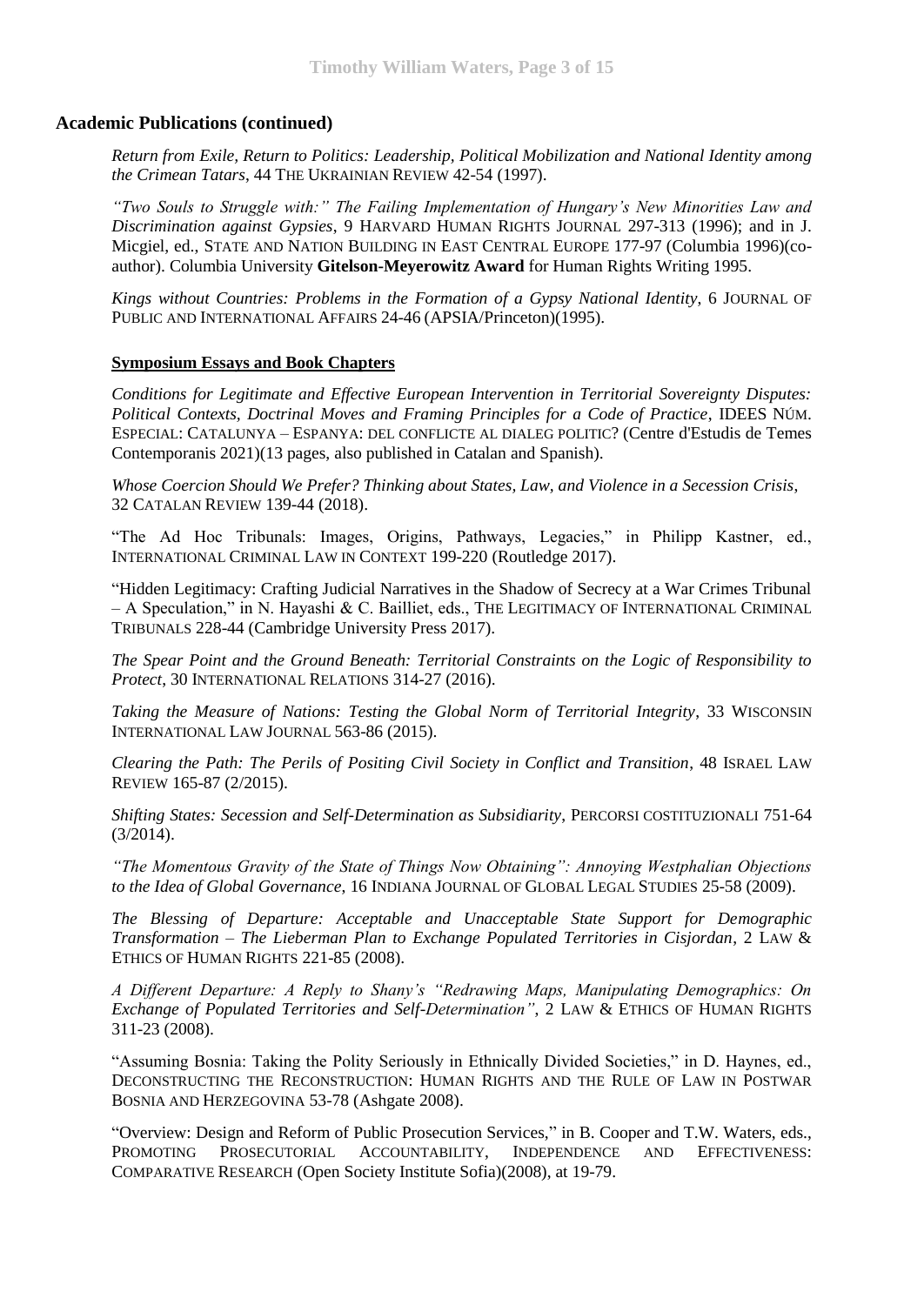## Academic Publications (continued)

*Return from Exile, Return to Politics: Leadership, Political Mobilization and National Identity among the Crimean Tatars*, 44 THE UKRAINIAN REVIEW 42-54 (1997).

*"Two Souls to Struggle with:" The Failing Implementation of Hungary's New Minorities Law and Discrimination against Gypsies*, 9 HARVARD HUMAN RIGHTS JOURNAL 297-313 (1996); and in J. Micgiel, ed., STATE AND NATION BUILDING IN EAST CENTRAL EUROPE 177-97 (Columbia 1996)(co-author). Columbia University **Gitelson-Meyerowitz Award** for Human Rights Writing 1995.

*Kings without Countries: Problems in the Formation of a Gypsy National Identity*, 6 JOURNAL OF PUBLIC AND INTERNATIONAL AFFAIRS 24-46 (APSIA/Princeton)(1995).

### Symposium Essays and Book Chapters

*Conditions for Legitimate and Effective European Intervention in Territorial Sovereignty Disputes: Political Contexts, Doctrinal Moves and Framing Principles for a Code of Practice*, IDEES NÚM. ESPECIAL: CATALUNYA – ESPANYA: DEL CONFLICTE AL DIALEG POLITIC? (Centre d'Estudis de Temes Contemporanis 2021)(13 pages, also published in Catalan and Spanish).

*Whose Coercion Should We Prefer? Thinking about States, Law, and Violence in a Secession Crisis*, 32 CATALAN REVIEW 139-44 (2018).

"The Ad Hoc Tribunals: Images, Origins, Pathways, Legacies," in Philipp Kastner, ed., INTERNATIONAL CRIMINAL LAW IN CONTEXT 199-220 (Routledge 2017).

"Hidden Legitimacy: Crafting Judicial Narratives in the Shadow of Secrecy at a War Crimes Tribunal – A Speculation," in N. Hayashi & C. Bailliet, eds., THE LEGITIMACY OF INTERNATIONAL CRIMINAL TRIBUNALS 228-44 (Cambridge University Press 2017).

*The Spear Point and the Ground Beneath: Territorial Constraints on the Logic of Responsibility to Protect*, 30 INTERNATIONAL RELATIONS 314-27 (2016).

*Taking the Measure of Nations: Testing the Global Norm of Territorial Integrity*, 33 WISCONSIN INTERNATIONAL LAW JOURNAL 563-86 (2015).

*Clearing the Path: The Perils of Positing Civil Society in Conflict and Transition*, 48 ISRAEL LAW REVIEW 165-87 (2/2015).

*Shifting States: Secession and Self-Determination as Subsidiarity*, PERCORSI COSTITUZIONALI 751-64 (3/2014).

*"The Momentous Gravity of the State of Things Now Obtaining": Annoying Westphalian Objections to the Idea of Global Governance*, 16 INDIANA JOURNAL OF GLOBAL LEGAL STUDIES 25-58 (2009).

*The Blessing of Departure: Acceptable and Unacceptable State Support for Demographic Transformation – The Lieberman Plan to Exchange Populated Territories in Cisjordan*, 2 LAW & ETHICS OF HUMAN RIGHTS 221-85 (2008).

*A Different Departure: A Reply to Shany's "Redrawing Maps, Manipulating Demographics: On Exchange of Populated Territories and Self-Determination"*, 2 LAW & ETHICS OF HUMAN RIGHTS 311-23 (2008).

"Assuming Bosnia: Taking the Polity Seriously in Ethnically Divided Societies," in D. Haynes, ed., DECONSTRUCTING THE RECONSTRUCTION: HUMAN RIGHTS AND THE RULE OF LAW IN POSTWAR BOSNIA AND HERZEGOVINA 53-78 (Ashgate 2008).

"Overview: Design and Reform of Public Prosecution Services," in B. Cooper and T.W. Waters, eds., PROMOTING PROSECUTORIAL ACCOUNTABILITY, INDEPENDENCE AND EFFECTIVENESS: COMPARATIVE RESEARCH (Open Society Institute Sofia)(2008), at 19-79.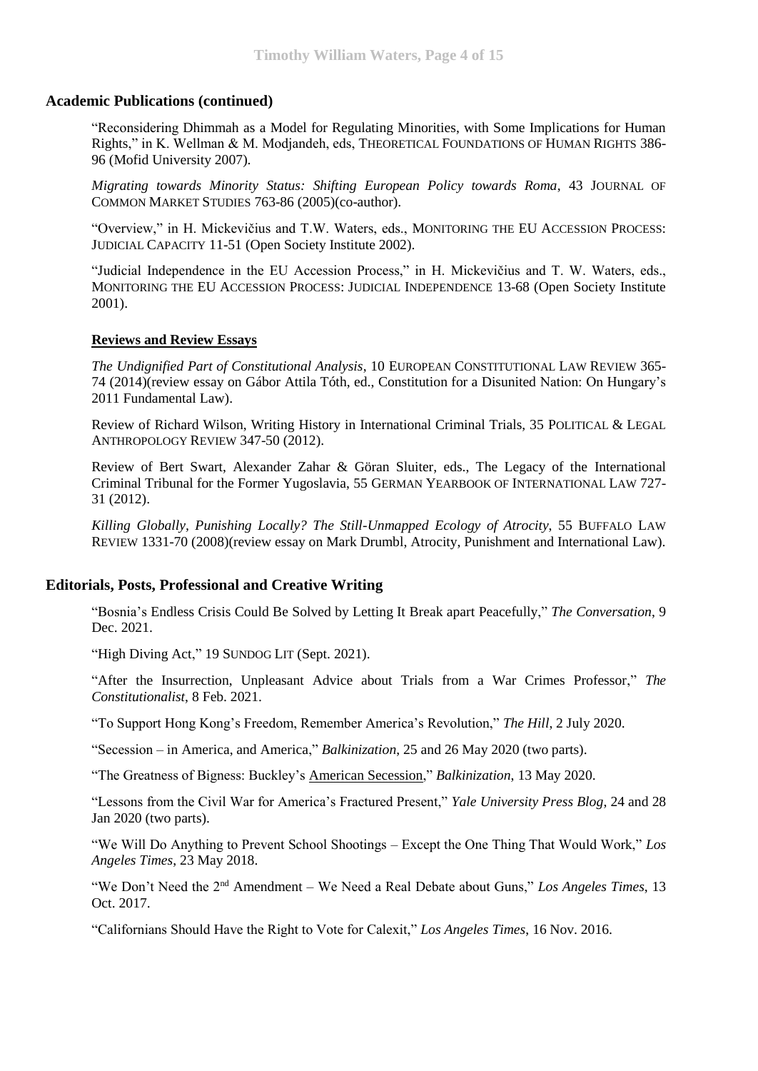## Academic Publications (continued)

"Reconsidering Dhimmah as a Model for Regulating Minorities, with Some Implications for Human Rights," in K. Wellman & M. Modjandeh, eds, THEORETICAL FOUNDATIONS OF HUMAN RIGHTS 386-96 (Mofid University 2007).

*Migrating towards Minority Status: Shifting European Policy towards Roma*, 43 JOURNAL OF COMMON MARKET STUDIES 763-86 (2005)(co-author).

"Overview," in H. Mickevičius and T.W. Waters, eds., MONITORING THE EU ACCESSION PROCESS: JUDICIAL CAPACITY 11-51 (Open Society Institute 2002).

"Judicial Independence in the EU Accession Process," in H. Mickevičius and T. W. Waters, eds., MONITORING THE EU ACCESSION PROCESS: JUDICIAL INDEPENDENCE 13-68 (Open Society Institute 2001).

### Reviews and Review Essays

*The Undignified Part of Constitutional Analysis*, 10 EUROPEAN CONSTITUTIONAL LAW REVIEW 365-74 (2014)(review essay on Gábor Attila Tóth, ed., Constitution for a Disunited Nation: On Hungary's 2011 Fundamental Law).

Review of Richard Wilson, Writing History in International Criminal Trials, 35 POLITICAL & LEGAL ANTHROPOLOGY REVIEW 347-50 (2012).

Review of Bert Swart, Alexander Zahar & Göran Sluiter, eds., The Legacy of the International Criminal Tribunal for the Former Yugoslavia, 55 GERMAN YEARBOOK OF INTERNATIONAL LAW 727-31 (2012).

*Killing Globally, Punishing Locally? The Still-Unmapped Ecology of Atrocity*, 55 BUFFALO LAW REVIEW 1331-70 (2008)(review essay on Mark Drumbl, Atrocity, Punishment and International Law).

## Editorials, Posts, Professional and Creative Writing

"Bosnia's Endless Crisis Could Be Solved by Letting It Break apart Peacefully," *The Conversation*, 9 Dec. 2021.

"High Diving Act," 19 SUNDOG LIT (Sept. 2021).

"After the Insurrection, Unpleasant Advice about Trials from a War Crimes Professor," *The Constitutionalist*, 8 Feb. 2021.

"To Support Hong Kong's Freedom, Remember America's Revolution," *The Hill*, 2 July 2020.

"Secession – in America, and America," *Balkinization*, 25 and 26 May 2020 (two parts).

"The Greatness of Bigness: Buckley's American Secession," *Balkinization*, 13 May 2020.

"Lessons from the Civil War for America's Fractured Present," *Yale University Press Blog*, 24 and 28 Jan 2020 (two parts).

"We Will Do Anything to Prevent School Shootings – Except the One Thing That Would Work," *Los Angeles Times*, 23 May 2018.

"We Don't Need the 2nd Amendment – We Need a Real Debate about Guns," *Los Angeles Times*, 13 Oct. 2017.

"Californians Should Have the Right to Vote for Calexit," *Los Angeles Times*, 16 Nov. 2016.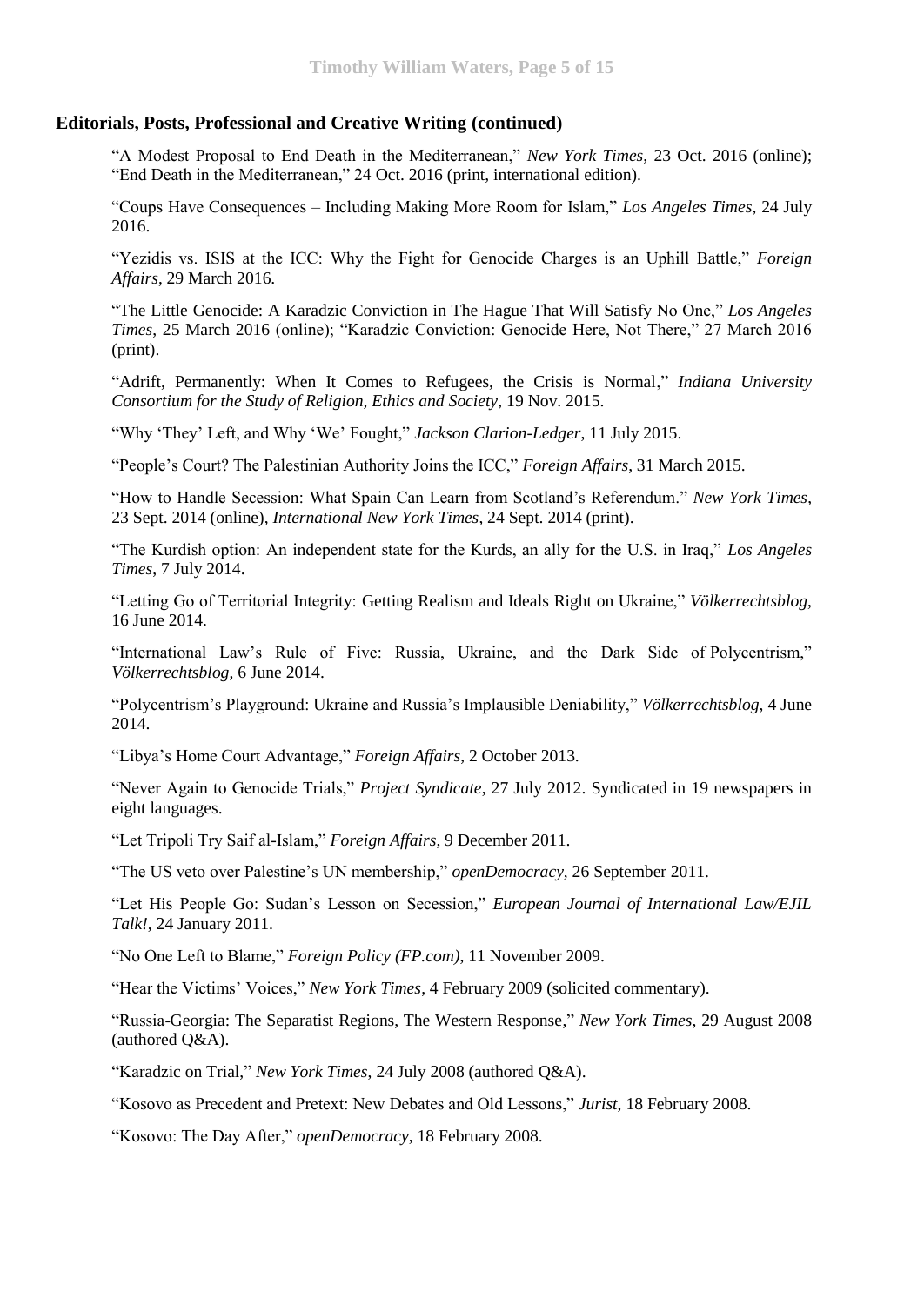## Editorials, Posts, Professional and Creative Writing (continued)

"A Modest Proposal to End Death in the Mediterranean," *New York Times*, 23 Oct. 2016 (online); "End Death in the Mediterranean," 24 Oct. 2016 (print, international edition).

"Coups Have Consequences – Including Making More Room for Islam," *Los Angeles Times*, 24 July 2016.

"Yezidis vs. ISIS at the ICC: Why the Fight for Genocide Charges is an Uphill Battle," *Foreign Affairs*, 29 March 2016.

"The Little Genocide: A Karadzic Conviction in The Hague That Will Satisfy No One," *Los Angeles Times*, 25 March 2016 (online); "Karadzic Conviction: Genocide Here, Not There," 27 March 2016 (print).

"Adrift, Permanently: When It Comes to Refugees, the Crisis is Normal," *Indiana University Consortium for the Study of Religion, Ethics and Society*, 19 Nov. 2015.

"Why 'They' Left, and Why 'We' Fought," *Jackson Clarion-Ledger*, 11 July 2015.

"People's Court? The Palestinian Authority Joins the ICC," *Foreign Affairs*, 31 March 2015.

"How to Handle Secession: What Spain Can Learn from Scotland's Referendum." *New York Times*, 23 Sept. 2014 (online), *International New York Times*, 24 Sept. 2014 (print).

"The Kurdish option: An independent state for the Kurds, an ally for the U.S. in Iraq," *Los Angeles Times*, 7 July 2014.

"Letting Go of Territorial Integrity: Getting Realism and Ideals Right on Ukraine," *Völkerrechtsblog*, 16 June 2014.

"International Law's Rule of Five: Russia, Ukraine, and the Dark Side of Polycentrism," *Völkerrechtsblog*, 6 June 2014.

"Polycentrism's Playground: Ukraine and Russia's Implausible Deniability," *Völkerrechtsblog*, 4 June 2014.

"Libya's Home Court Advantage," *Foreign Affairs*, 2 October 2013.

"Never Again to Genocide Trials," *Project Syndicate*, 27 July 2012. Syndicated in 19 newspapers in eight languages.

"Let Tripoli Try Saif al-Islam," *Foreign Affairs*, 9 December 2011.

"The US veto over Palestine's UN membership," *openDemocracy*, 26 September 2011.

"Let His People Go: Sudan's Lesson on Secession," *European Journal of International Law/EJIL Talk!*, 24 January 2011.

"No One Left to Blame," *Foreign Policy (FP.com)*, 11 November 2009.

"Hear the Victims' Voices," *New York Times*, 4 February 2009 (solicited commentary).

"Russia-Georgia: The Separatist Regions, The Western Response," *New York Times*, 29 August 2008 (authored Q&A).

"Karadzic on Trial," *New York Times*, 24 July 2008 (authored Q&A).

"Kosovo as Precedent and Pretext: New Debates and Old Lessons," *Jurist*, 18 February 2008.

"Kosovo: The Day After," *openDemocracy*, 18 February 2008.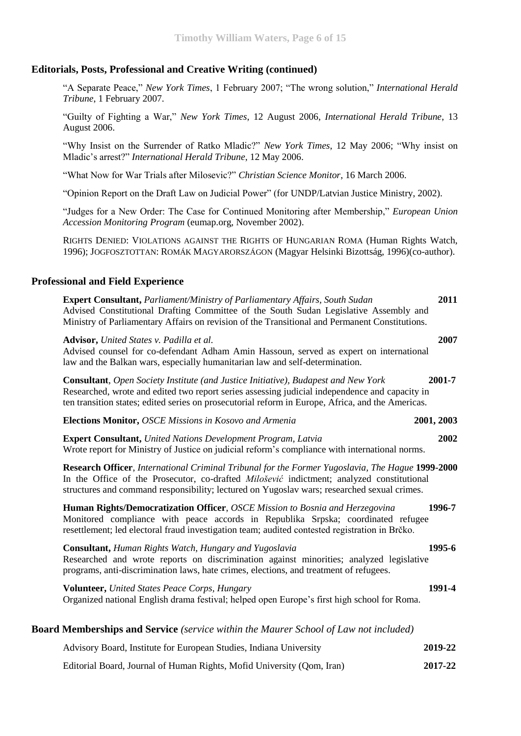## Editorials, Posts, Professional and Creative Writing (continued)

"A Separate Peace," *New York Times*, 1 February 2007; "The wrong solution," *International Herald Tribune*, 1 February 2007.

"Guilty of Fighting a War," *New York Times*, 12 August 2006, *International Herald Tribune*, 13 August 2006.

"Why Insist on the Surrender of Ratko Mladic?" *New York Times*, 12 May 2006; "Why insist on Mladic's arrest?" *International Herald Tribune*, 12 May 2006.

"What Now for War Trials after Milosevic?" *Christian Science Monitor*, 16 March 2006.

"Opinion Report on the Draft Law on Judicial Power" (for UNDP/Latvian Justice Ministry, 2002).

"Judges for a New Order: The Case for Continued Monitoring after Membership," *European Union Accession Monitoring Program* (eumap.org, November 2002).

RIGHTS DENIED: VIOLATIONS AGAINST THE RIGHTS OF HUNGARIAN ROMA (Human Rights Watch, 1996); JOGFOSZTOTTAN: ROMÁK MAGYARORSZÁGON (Magyar Helsinki Bizottság, 1996)(co-author).

## Professional and Field Experience

**Expert Consultant,** *Parliament/Ministry of Parliamentary Affairs, South Sudan* **2011**
Advised Constitutional Drafting Committee of the South Sudan Legislative Assembly and Ministry of Parliamentary Affairs on revision of the Transitional and Permanent Constitutions.

**Advisor,** *United States v. Padilla et al.* **2007**
Advised counsel for co-defendant Adham Amin Hassoun, served as expert on international law and the Balkan wars, especially humanitarian law and self-determination.

**Consultant**, *Open Society Institute (and Justice Initiative), Budapest and New York* **2001-7**
Researched, wrote and edited two report series assessing judicial independence and capacity in ten transition states; edited series on prosecutorial reform in Europe, Africa, and the Americas.

**Elections Monitor,** *OSCE Missions in Kosovo and Armenia* **2001, 2003**

**Expert Consultant,** *United Nations Development Program, Latvia* **2002**
Wrote report for Ministry of Justice on judicial reform's compliance with international norms.

**Research Officer**, *International Criminal Tribunal for the Former Yugoslavia, The Hague* **1999-2000**
In the Office of the Prosecutor, co-drafted *Milošević* indictment; analyzed constitutional structures and command responsibility; lectured on Yugoslav wars; researched sexual crimes.

**Human Rights/Democratization Officer**, *OSCE Mission to Bosnia and Herzegovina* **1996-7**
Monitored compliance with peace accords in Republika Srpska; coordinated refugee resettlement; led electoral fraud investigation team; audited contested registration in Brčko.

**Consultant,** *Human Rights Watch, Hungary and Yugoslavia* **1995-6**
Researched and wrote reports on discrimination against minorities; analyzed legislative programs, anti-discrimination laws, hate crimes, elections, and treatment of refugees.

**Volunteer,** *United States Peace Corps, Hungary* **1991-4**
Organized national English drama festival; helped open Europe's first high school for Roma.

## Board Memberships and Service *(service within the Maurer School of Law not included)*

Advisory Board, Institute for European Studies, Indiana University **2019-22**

Editorial Board, Journal of Human Rights, Mofid University (Qom, Iran) **2017-22**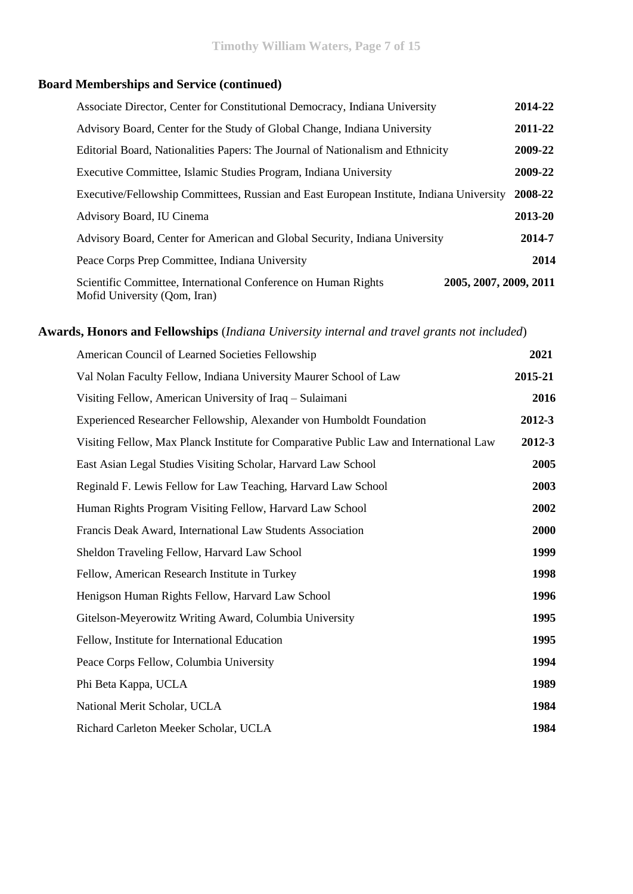### Board Memberships and Service (continued)

| | |
|---|---|
| Associate Director, Center for Constitutional Democracy, Indiana University | **2014-22** |
| Advisory Board, Center for the Study of Global Change, Indiana University | **2011-22** |
| Editorial Board, Nationalities Papers: The Journal of Nationalism and Ethnicity | **2009-22** |
| Executive Committee, Islamic Studies Program, Indiana University | **2009-22** |
| Executive/Fellowship Committees, Russian and East European Institute, Indiana University | **2008-22** |
| Advisory Board, IU Cinema | **2013-20** |
| Advisory Board, Center for American and Global Security, Indiana University | **2014-7** |
| Peace Corps Prep Committee, Indiana University | **2014** |
| Scientific Committee, International Conference on Human Rights Mofid University (Qom, Iran) | **2005, 2007, 2009, 2011** |

### Awards, Honors and Fellowships (*Indiana University internal and travel grants not included*)

| | |
|---|---|
| American Council of Learned Societies Fellowship | **2021** |
| Val Nolan Faculty Fellow, Indiana University Maurer School of Law | **2015-21** |
| Visiting Fellow, American University of Iraq – Sulaimani | **2016** |
| Experienced Researcher Fellowship, Alexander von Humboldt Foundation | **2012-3** |
| Visiting Fellow, Max Planck Institute for Comparative Public Law and International Law | **2012-3** |
| East Asian Legal Studies Visiting Scholar, Harvard Law School | **2005** |
| Reginald F. Lewis Fellow for Law Teaching, Harvard Law School | **2003** |
| Human Rights Program Visiting Fellow, Harvard Law School | **2002** |
| Francis Deak Award, International Law Students Association | **2000** |
| Sheldon Traveling Fellow, Harvard Law School | **1999** |
| Fellow, American Research Institute in Turkey | **1998** |
| Henigson Human Rights Fellow, Harvard Law School | **1996** |
| Gitelson-Meyerowitz Writing Award, Columbia University | **1995** |
| Fellow, Institute for International Education | **1995** |
| Peace Corps Fellow, Columbia University | **1994** |
| Phi Beta Kappa, UCLA | **1989** |
| National Merit Scholar, UCLA | **1984** |
| Richard Carleton Meeker Scholar, UCLA | **1984** |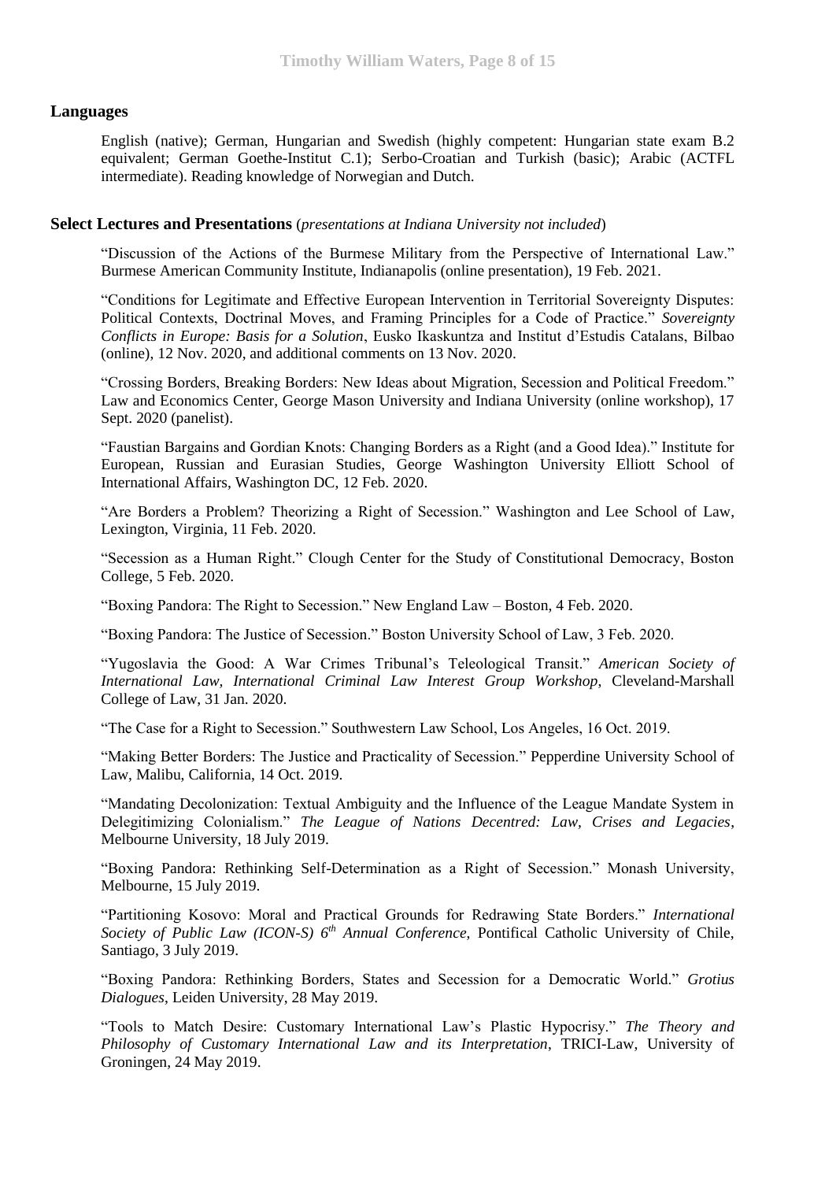## Languages

English (native); German, Hungarian and Swedish (highly competent: Hungarian state exam B.2 equivalent; German Goethe-Institut C.1); Serbo-Croatian and Turkish (basic); Arabic (ACTFL intermediate). Reading knowledge of Norwegian and Dutch.

## Select Lectures and Presentations (*presentations at Indiana University not included*)

"Discussion of the Actions of the Burmese Military from the Perspective of International Law." Burmese American Community Institute, Indianapolis (online presentation), 19 Feb. 2021.

"Conditions for Legitimate and Effective European Intervention in Territorial Sovereignty Disputes: Political Contexts, Doctrinal Moves, and Framing Principles for a Code of Practice." *Sovereignty Conflicts in Europe: Basis for a Solution*, Eusko Ikaskuntza and Institut d'Estudis Catalans, Bilbao (online), 12 Nov. 2020, and additional comments on 13 Nov. 2020.

"Crossing Borders, Breaking Borders: New Ideas about Migration, Secession and Political Freedom." Law and Economics Center, George Mason University and Indiana University (online workshop), 17 Sept. 2020 (panelist).

"Faustian Bargains and Gordian Knots: Changing Borders as a Right (and a Good Idea)." Institute for European, Russian and Eurasian Studies, George Washington University Elliott School of International Affairs, Washington DC, 12 Feb. 2020.

"Are Borders a Problem? Theorizing a Right of Secession." Washington and Lee School of Law, Lexington, Virginia, 11 Feb. 2020.

"Secession as a Human Right." Clough Center for the Study of Constitutional Democracy, Boston College, 5 Feb. 2020.

"Boxing Pandora: The Right to Secession." New England Law – Boston, 4 Feb. 2020.

"Boxing Pandora: The Justice of Secession." Boston University School of Law, 3 Feb. 2020.

"Yugoslavia the Good: A War Crimes Tribunal's Teleological Transit." *American Society of International Law, International Criminal Law Interest Group Workshop*, Cleveland-Marshall College of Law, 31 Jan. 2020.

"The Case for a Right to Secession." Southwestern Law School, Los Angeles, 16 Oct. 2019.

"Making Better Borders: The Justice and Practicality of Secession." Pepperdine University School of Law, Malibu, California, 14 Oct. 2019.

"Mandating Decolonization: Textual Ambiguity and the Influence of the League Mandate System in Delegitimizing Colonialism." *The League of Nations Decentred: Law, Crises and Legacies*, Melbourne University, 18 July 2019.

"Boxing Pandora: Rethinking Self-Determination as a Right of Secession." Monash University, Melbourne, 15 July 2019.

"Partitioning Kosovo: Moral and Practical Grounds for Redrawing State Borders." *International Society of Public Law (ICON-S) 6th Annual Conference*, Pontifical Catholic University of Chile, Santiago, 3 July 2019.

"Boxing Pandora: Rethinking Borders, States and Secession for a Democratic World." *Grotius Dialogues*, Leiden University, 28 May 2019.

"Tools to Match Desire: Customary International Law's Plastic Hypocrisy." *The Theory and Philosophy of Customary International Law and its Interpretation*, TRICI-Law, University of Groningen, 24 May 2019.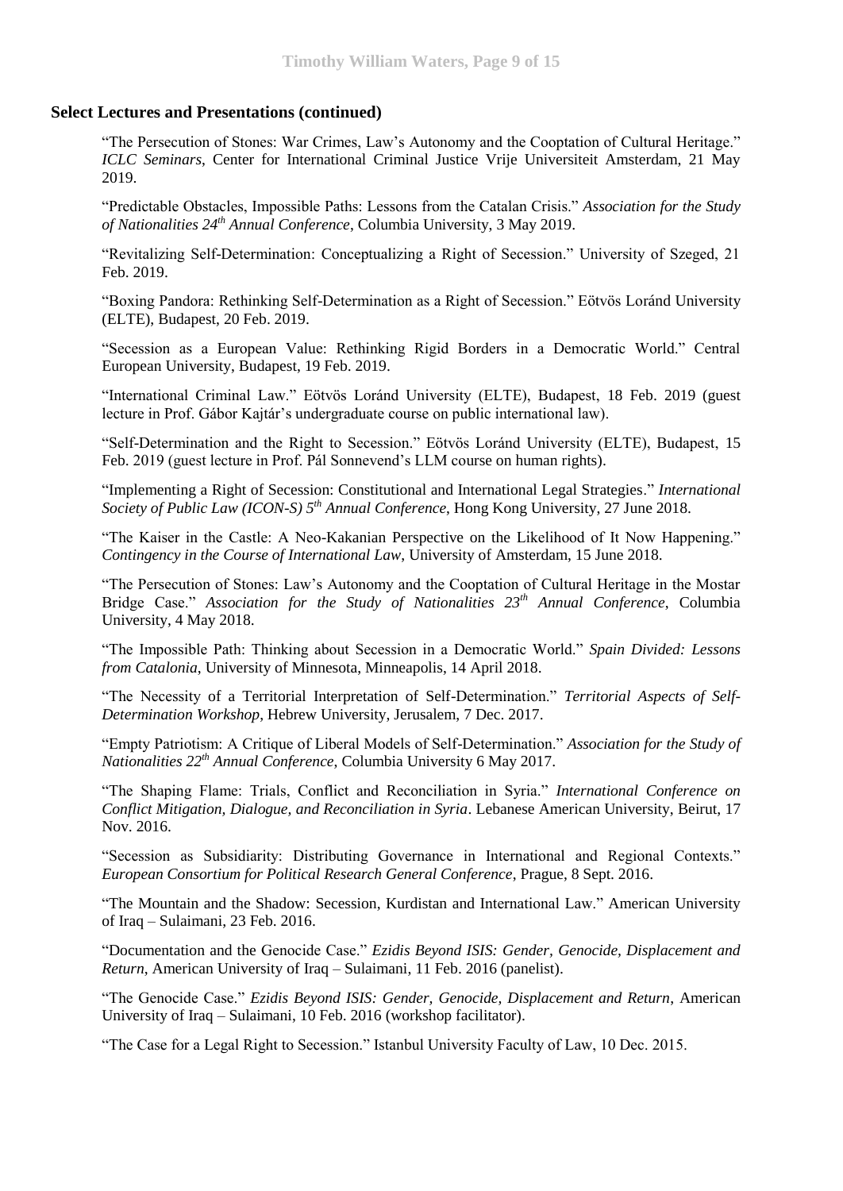## Select Lectures and Presentations (continued)

"The Persecution of Stones: War Crimes, Law's Autonomy and the Cooptation of Cultural Heritage." *ICLC Seminars*, Center for International Criminal Justice Vrije Universiteit Amsterdam, 21 May 2019.

"Predictable Obstacles, Impossible Paths: Lessons from the Catalan Crisis." *Association for the Study of Nationalities 24th Annual Conference*, Columbia University, 3 May 2019.

"Revitalizing Self-Determination: Conceptualizing a Right of Secession." University of Szeged, 21 Feb. 2019.

"Boxing Pandora: Rethinking Self-Determination as a Right of Secession." Eötvös Loránd University (ELTE), Budapest, 20 Feb. 2019.

"Secession as a European Value: Rethinking Rigid Borders in a Democratic World." Central European University, Budapest, 19 Feb. 2019.

"International Criminal Law." Eötvös Loránd University (ELTE), Budapest, 18 Feb. 2019 (guest lecture in Prof. Gábor Kajtár's undergraduate course on public international law).

"Self-Determination and the Right to Secession." Eötvös Loránd University (ELTE), Budapest, 15 Feb. 2019 (guest lecture in Prof. Pál Sonnevend's LLM course on human rights).

"Implementing a Right of Secession: Constitutional and International Legal Strategies." *International Society of Public Law (ICON-S) 5th Annual Conference*, Hong Kong University, 27 June 2018.

"The Kaiser in the Castle: A Neo-Kakanian Perspective on the Likelihood of It Now Happening." *Contingency in the Course of International Law*, University of Amsterdam, 15 June 2018.

"The Persecution of Stones: Law's Autonomy and the Cooptation of Cultural Heritage in the Mostar Bridge Case." *Association for the Study of Nationalities 23th Annual Conference*, Columbia University, 4 May 2018.

"The Impossible Path: Thinking about Secession in a Democratic World." *Spain Divided: Lessons from Catalonia*, University of Minnesota, Minneapolis, 14 April 2018.

"The Necessity of a Territorial Interpretation of Self-Determination." *Territorial Aspects of Self-Determination Workshop*, Hebrew University, Jerusalem, 7 Dec. 2017.

"Empty Patriotism: A Critique of Liberal Models of Self-Determination." *Association for the Study of Nationalities 22th Annual Conference*, Columbia University 6 May 2017.

"The Shaping Flame: Trials, Conflict and Reconciliation in Syria." *International Conference on Conflict Mitigation, Dialogue, and Reconciliation in Syria*. Lebanese American University, Beirut, 17 Nov. 2016.

"Secession as Subsidiarity: Distributing Governance in International and Regional Contexts." *European Consortium for Political Research General Conference*, Prague, 8 Sept. 2016.

"The Mountain and the Shadow: Secession, Kurdistan and International Law." American University of Iraq – Sulaimani, 23 Feb. 2016.

"Documentation and the Genocide Case." *Ezidis Beyond ISIS: Gender, Genocide, Displacement and Return*, American University of Iraq – Sulaimani, 11 Feb. 2016 (panelist).

"The Genocide Case." *Ezidis Beyond ISIS: Gender, Genocide, Displacement and Return*, American University of Iraq – Sulaimani, 10 Feb. 2016 (workshop facilitator).

"The Case for a Legal Right to Secession." Istanbul University Faculty of Law, 10 Dec. 2015.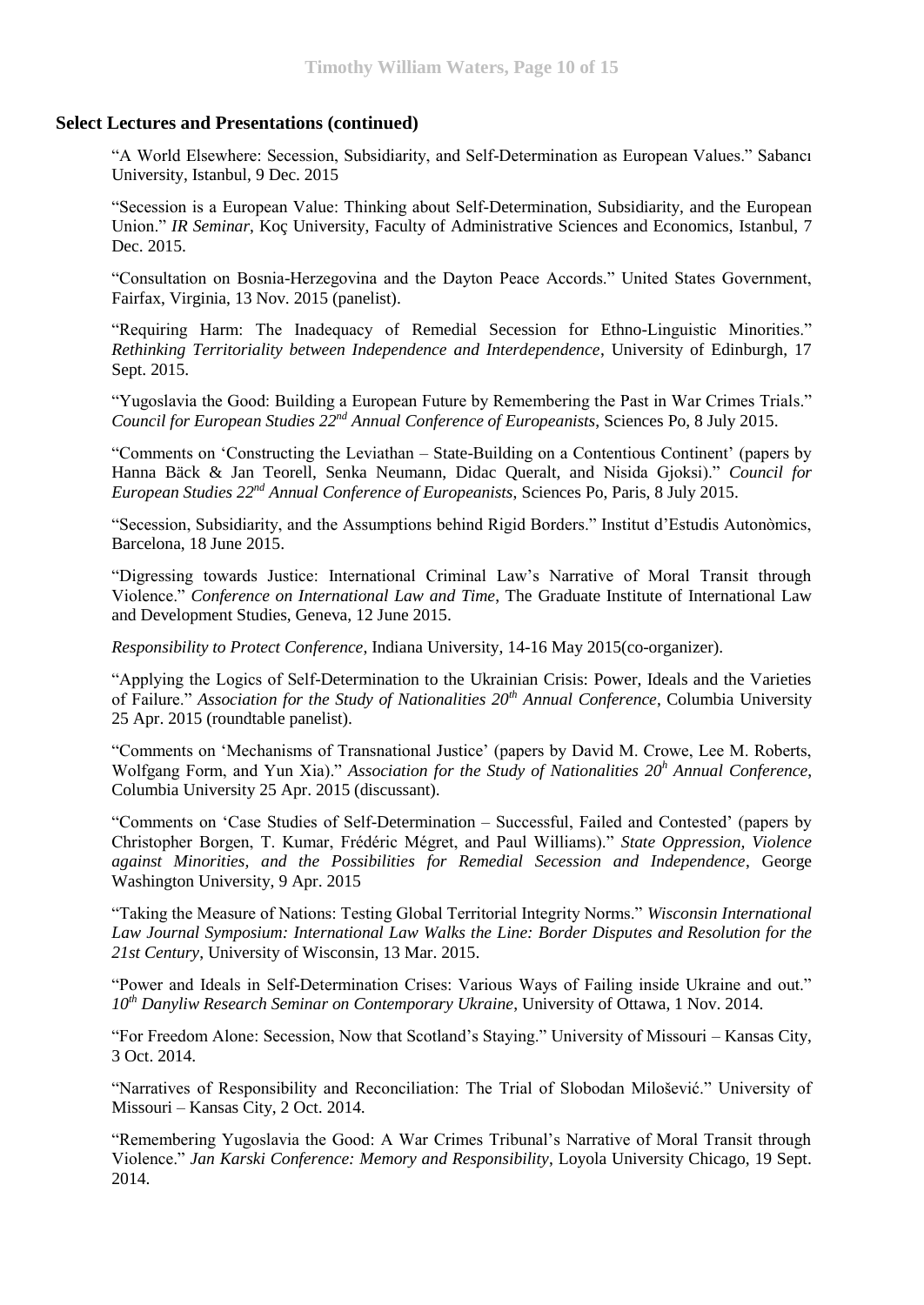### Select Lectures and Presentations (continued)

"A World Elsewhere: Secession, Subsidiarity, and Self-Determination as European Values." Sabancı University, Istanbul, 9 Dec. 2015

"Secession is a European Value: Thinking about Self-Determination, Subsidiarity, and the European Union." *IR Seminar*, Koç University, Faculty of Administrative Sciences and Economics, Istanbul, 7 Dec. 2015.

"Consultation on Bosnia-Herzegovina and the Dayton Peace Accords." United States Government, Fairfax, Virginia, 13 Nov. 2015 (panelist).

"Requiring Harm: The Inadequacy of Remedial Secession for Ethno-Linguistic Minorities." *Rethinking Territoriality between Independence and Interdependence*, University of Edinburgh, 17 Sept. 2015.

"Yugoslavia the Good: Building a European Future by Remembering the Past in War Crimes Trials." *Council for European Studies 22nd Annual Conference of Europeanists*, Sciences Po, 8 July 2015.

"Comments on 'Constructing the Leviathan – State-Building on a Contentious Continent' (papers by Hanna Bäck & Jan Teorell, Senka Neumann, Didac Queralt, and Nisida Gjoksi)." *Council for European Studies 22nd Annual Conference of Europeanists*, Sciences Po, Paris, 8 July 2015.

"Secession, Subsidiarity, and the Assumptions behind Rigid Borders." Institut d'Estudis Autonòmics, Barcelona, 18 June 2015.

"Digressing towards Justice: International Criminal Law's Narrative of Moral Transit through Violence." *Conference on International Law and Time*, The Graduate Institute of International Law and Development Studies, Geneva, 12 June 2015.

*Responsibility to Protect Conference*, Indiana University, 14-16 May 2015(co-organizer).

"Applying the Logics of Self-Determination to the Ukrainian Crisis: Power, Ideals and the Varieties of Failure." *Association for the Study of Nationalities 20th Annual Conference*, Columbia University 25 Apr. 2015 (roundtable panelist).

"Comments on 'Mechanisms of Transnational Justice' (papers by David M. Crowe, Lee M. Roberts, Wolfgang Form, and Yun Xia)." *Association for the Study of Nationalities 20h Annual Conference*, Columbia University 25 Apr. 2015 (discussant).

"Comments on 'Case Studies of Self-Determination – Successful, Failed and Contested' (papers by Christopher Borgen, T. Kumar, Frédéric Mégret, and Paul Williams)." *State Oppression, Violence against Minorities, and the Possibilities for Remedial Secession and Independence*, George Washington University, 9 Apr. 2015

"Taking the Measure of Nations: Testing Global Territorial Integrity Norms." *Wisconsin International Law Journal Symposium: International Law Walks the Line: Border Disputes and Resolution for the 21st Century*, University of Wisconsin, 13 Mar. 2015.

"Power and Ideals in Self-Determination Crises: Various Ways of Failing inside Ukraine and out." *10th Danyliw Research Seminar on Contemporary Ukraine*, University of Ottawa, 1 Nov. 2014.

"For Freedom Alone: Secession, Now that Scotland's Staying." University of Missouri – Kansas City, 3 Oct. 2014.

"Narratives of Responsibility and Reconciliation: The Trial of Slobodan Milošević." University of Missouri – Kansas City, 2 Oct. 2014.

"Remembering Yugoslavia the Good: A War Crimes Tribunal's Narrative of Moral Transit through Violence." *Jan Karski Conference: Memory and Responsibility*, Loyola University Chicago, 19 Sept. 2014.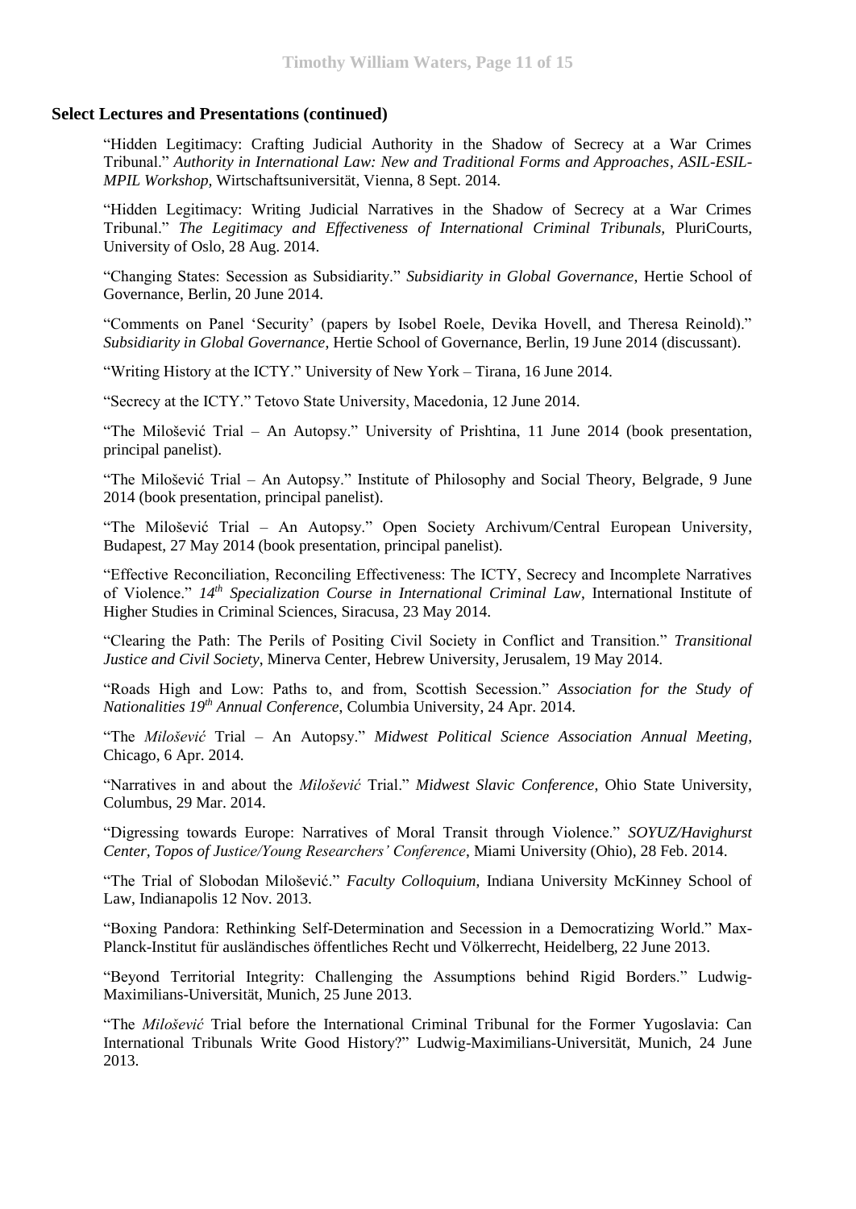## Select Lectures and Presentations (continued)

"Hidden Legitimacy: Crafting Judicial Authority in the Shadow of Secrecy at a War Crimes Tribunal." *Authority in International Law: New and Traditional Forms and Approaches*, *ASIL-ESIL-MPIL Workshop,* Wirtschaftsuniversität, Vienna, 8 Sept. 2014.

"Hidden Legitimacy: Writing Judicial Narratives in the Shadow of Secrecy at a War Crimes Tribunal." *The Legitimacy and Effectiveness of International Criminal Tribunals,* PluriCourts, University of Oslo, 28 Aug. 2014.

"Changing States: Secession as Subsidiarity." *Subsidiarity in Global Governance*, Hertie School of Governance, Berlin, 20 June 2014.

"Comments on Panel 'Security' (papers by Isobel Roele, Devika Hovell, and Theresa Reinold)." *Subsidiarity in Global Governance*, Hertie School of Governance, Berlin, 19 June 2014 (discussant).

"Writing History at the ICTY." University of New York – Tirana, 16 June 2014.

"Secrecy at the ICTY." Tetovo State University, Macedonia, 12 June 2014.

"The Milošević Trial – An Autopsy." University of Prishtina, 11 June 2014 (book presentation, principal panelist).

"The Milošević Trial – An Autopsy." Institute of Philosophy and Social Theory, Belgrade, 9 June 2014 (book presentation, principal panelist).

"The Milošević Trial – An Autopsy." Open Society Archivum/Central European University, Budapest, 27 May 2014 (book presentation, principal panelist).

"Effective Reconciliation, Reconciling Effectiveness: The ICTY, Secrecy and Incomplete Narratives of Violence." *14th Specialization Course in International Criminal Law*, International Institute of Higher Studies in Criminal Sciences, Siracusa, 23 May 2014.

"Clearing the Path: The Perils of Positing Civil Society in Conflict and Transition." *Transitional Justice and Civil Society*, Minerva Center, Hebrew University, Jerusalem, 19 May 2014.

"Roads High and Low: Paths to, and from, Scottish Secession." *Association for the Study of Nationalities 19th Annual Conference*, Columbia University, 24 Apr. 2014.

"The *Milošević* Trial – An Autopsy." *Midwest Political Science Association Annual Meeting,* Chicago, 6 Apr. 2014.

"Narratives in and about the *Milošević* Trial." *Midwest Slavic Conference*, Ohio State University, Columbus, 29 Mar. 2014.

"Digressing towards Europe: Narratives of Moral Transit through Violence." *SOYUZ/Havighurst Center, Topos of Justice/Young Researchers' Conference*, Miami University (Ohio), 28 Feb. 2014.

"The Trial of Slobodan Milošević." *Faculty Colloquium*, Indiana University McKinney School of Law, Indianapolis 12 Nov. 2013.

"Boxing Pandora: Rethinking Self-Determination and Secession in a Democratizing World." Max-Planck-Institut für ausländisches öffentliches Recht und Völkerrecht, Heidelberg, 22 June 2013.

"Beyond Territorial Integrity: Challenging the Assumptions behind Rigid Borders." Ludwig-Maximilians-Universität, Munich, 25 June 2013.

"The *Milošević* Trial before the International Criminal Tribunal for the Former Yugoslavia: Can International Tribunals Write Good History?" Ludwig-Maximilians-Universität, Munich, 24 June 2013.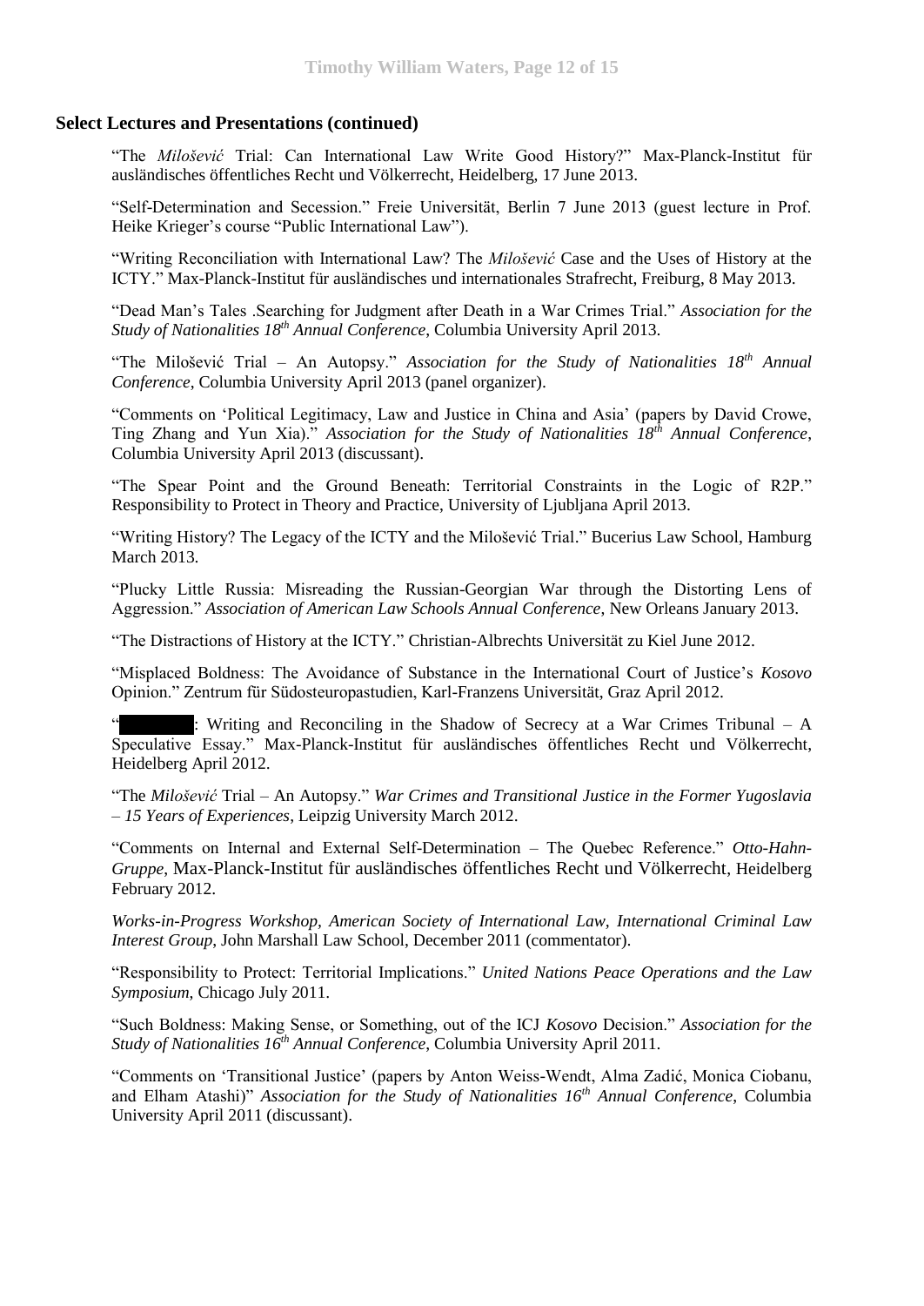### Select Lectures and Presentations (continued)

"The *Milošević* Trial: Can International Law Write Good History?" Max-Planck-Institut für ausländisches öffentliches Recht und Völkerrecht, Heidelberg, 17 June 2013.

"Self-Determination and Secession." Freie Universität, Berlin 7 June 2013 (guest lecture in Prof. Heike Krieger's course "Public International Law").

"Writing Reconciliation with International Law? The *Milošević* Case and the Uses of History at the ICTY." Max-Planck-Institut für ausländisches und internationales Strafrecht, Freiburg, 8 May 2013.

"Dead Man's Tales .Searching for Judgment after Death in a War Crimes Trial." *Association for the Study of Nationalities 18th Annual Conference*, Columbia University April 2013.

"The Milošević Trial – An Autopsy." *Association for the Study of Nationalities 18th Annual Conference*, Columbia University April 2013 (panel organizer).

"Comments on 'Political Legitimacy, Law and Justice in China and Asia' (papers by David Crowe, Ting Zhang and Yun Xia)." *Association for the Study of Nationalities 18th Annual Conference*, Columbia University April 2013 (discussant).

"The Spear Point and the Ground Beneath: Territorial Constraints in the Logic of R2P." Responsibility to Protect in Theory and Practice, University of Ljubljana April 2013.

"Writing History? The Legacy of the ICTY and the Milošević Trial." Bucerius Law School, Hamburg March 2013.

"Plucky Little Russia: Misreading the Russian-Georgian War through the Distorting Lens of Aggression." *Association of American Law Schools Annual Conference*, New Orleans January 2013.

"The Distractions of History at the ICTY." Christian-Albrechts Universität zu Kiel June 2012.

"Misplaced Boldness: The Avoidance of Substance in the International Court of Justice's *Kosovo* Opinion." Zentrum für Südosteuropastudien, Karl-Franzens Universität, Graz April 2012.

"█████: Writing and Reconciling in the Shadow of Secrecy at a War Crimes Tribunal – A Speculative Essay." Max-Planck-Institut für ausländisches öffentliches Recht und Völkerrecht, Heidelberg April 2012.

"The *Milošević* Trial – An Autopsy." *War Crimes and Transitional Justice in the Former Yugoslavia – 15 Years of Experiences*, Leipzig University March 2012.

"Comments on Internal and External Self-Determination – The Quebec Reference." *Otto-Hahn-Gruppe*, Max-Planck-Institut für ausländisches öffentliches Recht und Völkerrecht, Heidelberg February 2012.

*Works-in-Progress Workshop, American Society of International Law, International Criminal Law Interest Group*, John Marshall Law School, December 2011 (commentator).

"Responsibility to Protect: Territorial Implications." *United Nations Peace Operations and the Law Symposium*, Chicago July 2011.

"Such Boldness: Making Sense, or Something, out of the ICJ *Kosovo* Decision." *Association for the Study of Nationalities 16th Annual Conference*, Columbia University April 2011.

"Comments on 'Transitional Justice' (papers by Anton Weiss-Wendt, Alma Zadić, Monica Ciobanu, and Elham Atashi)" *Association for the Study of Nationalities 16th Annual Conference*, Columbia University April 2011 (discussant).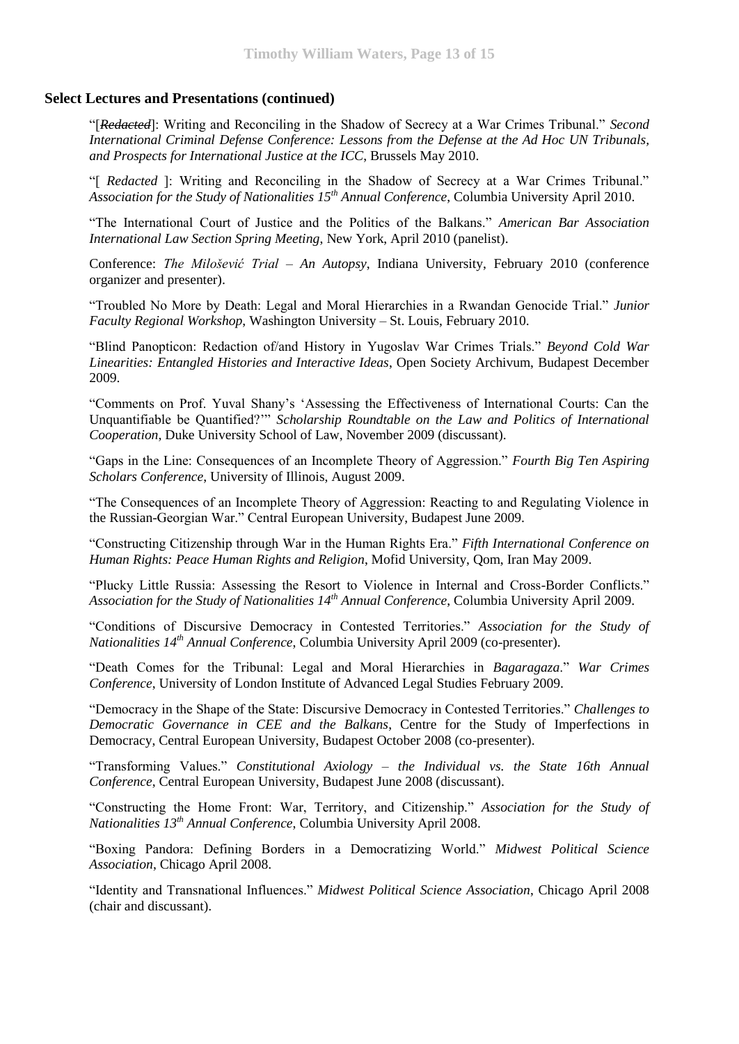### Select Lectures and Presentations (continued)

"[~~*Redacted*~~]: Writing and Reconciling in the Shadow of Secrecy at a War Crimes Tribunal." *Second International Criminal Defense Conference: Lessons from the Defense at the Ad Hoc UN Tribunals, and Prospects for International Justice at the ICC*, Brussels May 2010.

"[ *Redacted* ]: Writing and Reconciling in the Shadow of Secrecy at a War Crimes Tribunal." *Association for the Study of Nationalities 15th Annual Conference*, Columbia University April 2010.

"The International Court of Justice and the Politics of the Balkans." *American Bar Association International Law Section Spring Meeting*, New York, April 2010 (panelist).

Conference: *The Milošević Trial – An Autopsy*, Indiana University, February 2010 (conference organizer and presenter).

"Troubled No More by Death: Legal and Moral Hierarchies in a Rwandan Genocide Trial." *Junior Faculty Regional Workshop*, Washington University – St. Louis, February 2010.

"Blind Panopticon: Redaction of/and History in Yugoslav War Crimes Trials." *Beyond Cold War Linearities: Entangled Histories and Interactive Ideas*, Open Society Archivum, Budapest December 2009.

"Comments on Prof. Yuval Shany's 'Assessing the Effectiveness of International Courts: Can the Unquantifiable be Quantified?'" *Scholarship Roundtable on the Law and Politics of International Cooperation*, Duke University School of Law, November 2009 (discussant).

"Gaps in the Line: Consequences of an Incomplete Theory of Aggression." *Fourth Big Ten Aspiring Scholars Conference*, University of Illinois, August 2009.

"The Consequences of an Incomplete Theory of Aggression: Reacting to and Regulating Violence in the Russian-Georgian War." Central European University, Budapest June 2009.

"Constructing Citizenship through War in the Human Rights Era." *Fifth International Conference on Human Rights: Peace Human Rights and Religion*, Mofid University, Qom, Iran May 2009.

"Plucky Little Russia: Assessing the Resort to Violence in Internal and Cross-Border Conflicts." *Association for the Study of Nationalities 14th Annual Conference*, Columbia University April 2009.

"Conditions of Discursive Democracy in Contested Territories." *Association for the Study of Nationalities 14th Annual Conference*, Columbia University April 2009 (co-presenter).

"Death Comes for the Tribunal: Legal and Moral Hierarchies in *Bagaragaza*." *War Crimes Conference*, University of London Institute of Advanced Legal Studies February 2009.

"Democracy in the Shape of the State: Discursive Democracy in Contested Territories." *Challenges to Democratic Governance in CEE and the Balkans*, Centre for the Study of Imperfections in Democracy, Central European University, Budapest October 2008 (co-presenter).

"Transforming Values." *Constitutional Axiology – the Individual vs. the State 16th Annual Conference*, Central European University, Budapest June 2008 (discussant).

"Constructing the Home Front: War, Territory, and Citizenship." *Association for the Study of Nationalities 13th Annual Conference*, Columbia University April 2008.

"Boxing Pandora: Defining Borders in a Democratizing World." *Midwest Political Science Association*, Chicago April 2008.

"Identity and Transnational Influences." *Midwest Political Science Association*, Chicago April 2008 (chair and discussant).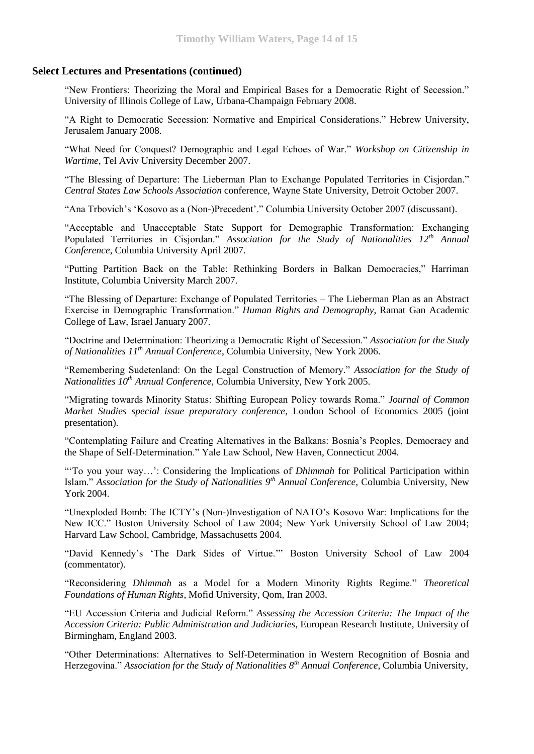### Select Lectures and Presentations (continued)

"New Frontiers: Theorizing the Moral and Empirical Bases for a Democratic Right of Secession." University of Illinois College of Law, Urbana-Champaign February 2008.

"A Right to Democratic Secession: Normative and Empirical Considerations." Hebrew University, Jerusalem January 2008.

"What Need for Conquest? Demographic and Legal Echoes of War." *Workshop on Citizenship in Wartime*, Tel Aviv University December 2007.

"The Blessing of Departure: The Lieberman Plan to Exchange Populated Territories in Cisjordan." *Central States Law Schools Association* conference, Wayne State University, Detroit October 2007.

"Ana Trbovich's 'Kosovo as a (Non-)Precedent'." Columbia University October 2007 (discussant).

"Acceptable and Unacceptable State Support for Demographic Transformation: Exchanging Populated Territories in Cisjordan." *Association for the Study of Nationalities 12th Annual Conference*, Columbia University April 2007.

"Putting Partition Back on the Table: Rethinking Borders in Balkan Democracies," Harriman Institute, Columbia University March 2007.

"The Blessing of Departure: Exchange of Populated Territories – The Lieberman Plan as an Abstract Exercise in Demographic Transformation." *Human Rights and Demography*, Ramat Gan Academic College of Law, Israel January 2007.

"Doctrine and Determination: Theorizing a Democratic Right of Secession." *Association for the Study of Nationalities 11th Annual Conference*, Columbia University, New York 2006.

"Remembering Sudetenland: On the Legal Construction of Memory." *Association for the Study of Nationalities 10th Annual Conference*, Columbia University, New York 2005.

"Migrating towards Minority Status: Shifting European Policy towards Roma." *Journal of Common Market Studies special issue preparatory conference*, London School of Economics 2005 (joint presentation).

"Contemplating Failure and Creating Alternatives in the Balkans: Bosnia's Peoples, Democracy and the Shape of Self-Determination." Yale Law School, New Haven, Connecticut 2004.

"'To you your way…': Considering the Implications of *Dhimmah* for Political Participation within Islam." *Association for the Study of Nationalities 9th Annual Conference*, Columbia University, New York 2004.

"Unexploded Bomb: The ICTY's (Non-)Investigation of NATO's Kosovo War: Implications for the New ICC." Boston University School of Law 2004; New York University School of Law 2004; Harvard Law School, Cambridge, Massachusetts 2004.

"David Kennedy's 'The Dark Sides of Virtue.'" Boston University School of Law 2004 (commentator).

"Reconsidering *Dhimmah* as a Model for a Modern Minority Rights Regime." *Theoretical Foundations of Human Rights*, Mofid University, Qom, Iran 2003.

"EU Accession Criteria and Judicial Reform." *Assessing the Accession Criteria: The Impact of the Accession Criteria: Public Administration and Judiciaries*, European Research Institute, University of Birmingham, England 2003.

"Other Determinations: Alternatives to Self-Determination in Western Recognition of Bosnia and Herzegovina." *Association for the Study of Nationalities 8th Annual Conference*, Columbia University,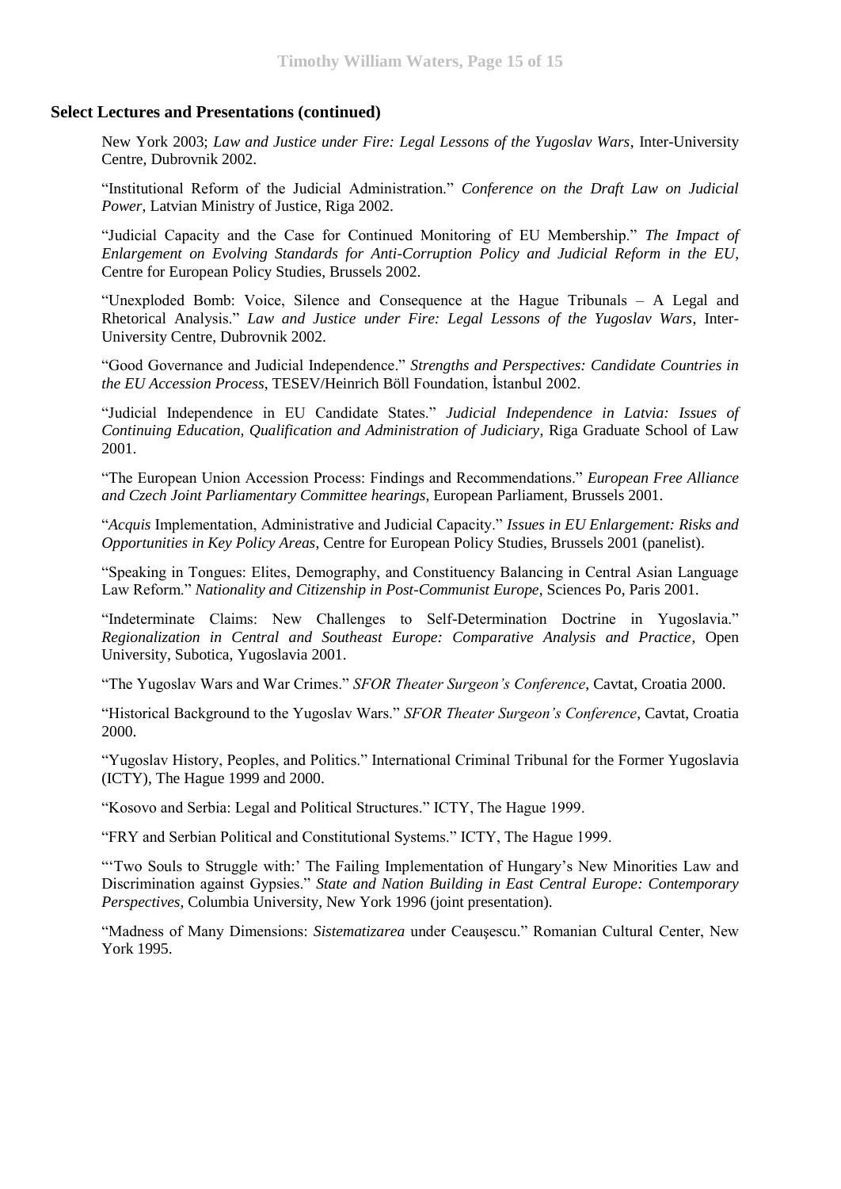## Select Lectures and Presentations (continued)

New York 2003; *Law and Justice under Fire: Legal Lessons of the Yugoslav Wars*, Inter-University Centre, Dubrovnik 2002.

"Institutional Reform of the Judicial Administration." *Conference on the Draft Law on Judicial Power*, Latvian Ministry of Justice, Riga 2002.

"Judicial Capacity and the Case for Continued Monitoring of EU Membership." *The Impact of Enlargement on Evolving Standards for Anti-Corruption Policy and Judicial Reform in the EU*, Centre for European Policy Studies, Brussels 2002.

"Unexploded Bomb: Voice, Silence and Consequence at the Hague Tribunals – A Legal and Rhetorical Analysis." *Law and Justice under Fire: Legal Lessons of the Yugoslav Wars*, Inter-University Centre, Dubrovnik 2002.

"Good Governance and Judicial Independence." *Strengths and Perspectives: Candidate Countries in the EU Accession Process*, TESEV/Heinrich Böll Foundation, İstanbul 2002.

"Judicial Independence in EU Candidate States." *Judicial Independence in Latvia: Issues of Continuing Education, Qualification and Administration of Judiciary*, Riga Graduate School of Law 2001.

"The European Union Accession Process: Findings and Recommendations." *European Free Alliance and Czech Joint Parliamentary Committee hearings*, European Parliament, Brussels 2001.

"*Acquis* Implementation, Administrative and Judicial Capacity." *Issues in EU Enlargement: Risks and Opportunities in Key Policy Areas*, Centre for European Policy Studies, Brussels 2001 (panelist).

"Speaking in Tongues: Elites, Demography, and Constituency Balancing in Central Asian Language Law Reform." *Nationality and Citizenship in Post-Communist Europe*, Sciences Po, Paris 2001.

"Indeterminate Claims: New Challenges to Self-Determination Doctrine in Yugoslavia." *Regionalization in Central and Southeast Europe: Comparative Analysis and Practice*, Open University, Subotica, Yugoslavia 2001.

"The Yugoslav Wars and War Crimes." *SFOR Theater Surgeon's Conference*, Cavtat, Croatia 2000.

"Historical Background to the Yugoslav Wars." *SFOR Theater Surgeon's Conference*, Cavtat, Croatia 2000.

"Yugoslav History, Peoples, and Politics." International Criminal Tribunal for the Former Yugoslavia (ICTY), The Hague 1999 and 2000.

"Kosovo and Serbia: Legal and Political Structures." ICTY, The Hague 1999.

"FRY and Serbian Political and Constitutional Systems." ICTY, The Hague 1999.

"'Two Souls to Struggle with:' The Failing Implementation of Hungary's New Minorities Law and Discrimination against Gypsies." *State and Nation Building in East Central Europe: Contemporary Perspectives*, Columbia University, New York 1996 (joint presentation).

"Madness of Many Dimensions: *Sistematizarea* under Ceauşescu." Romanian Cultural Center, New York 1995.